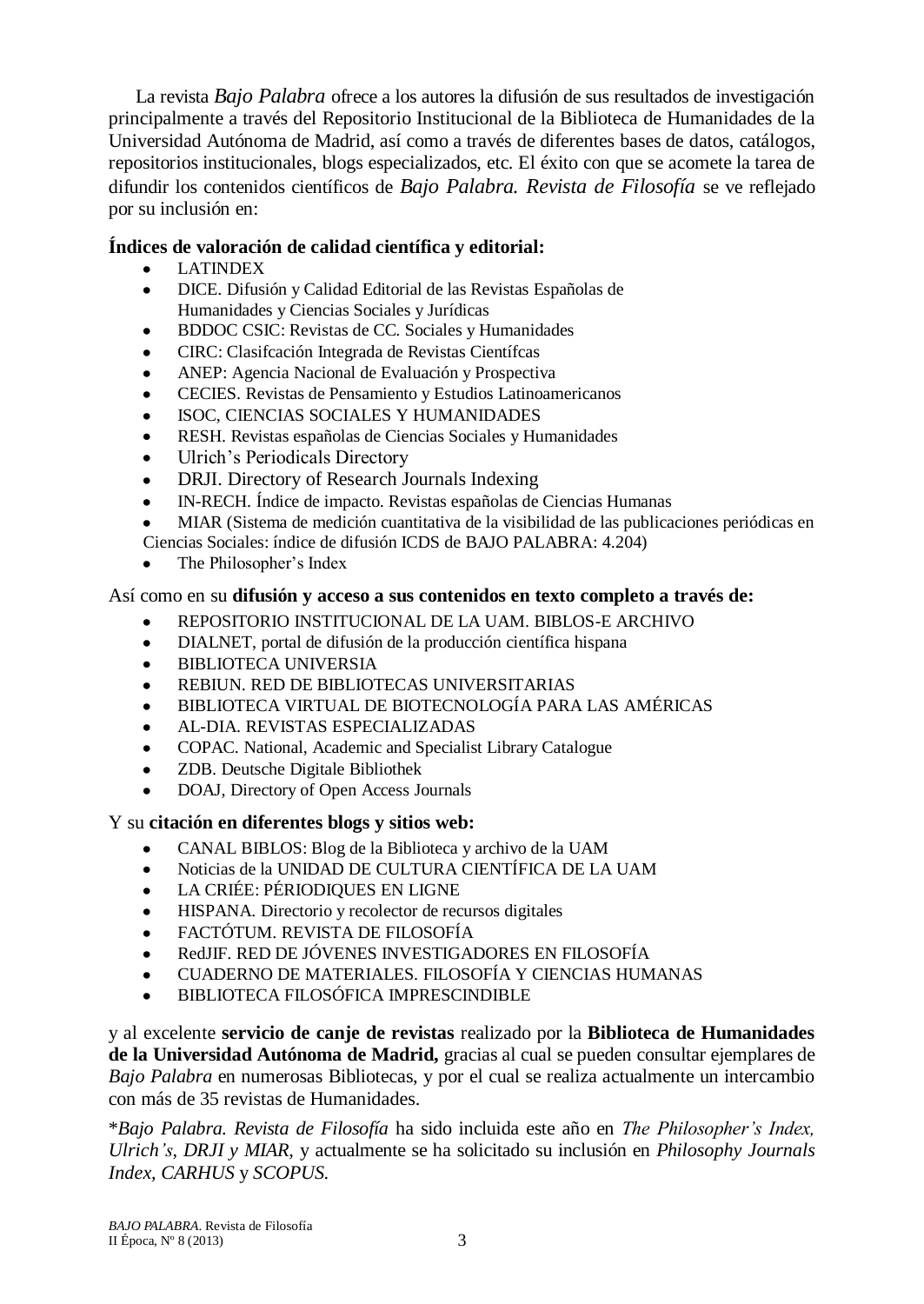La revista *Bajo Palabra* ofrece a los autores la difusión de sus resultados de investigación principalmente a través del Repositorio Institucional de la Biblioteca de Humanidades de la Universidad Autónoma de Madrid, así como a través de diferentes bases de datos, catálogos, repositorios institucionales, blogs especializados, etc. El éxito con que se acomete la tarea de difundir los contenidos científicos de *Bajo Palabra. Revista de Filosofía* se ve reflejado por su inclusión en:

**Índices de valoración de calidad científica y editorial:**

- LATINDEX
- DICE. Difusión y Calidad Editorial de las Revistas Españolas de Humanidades y Ciencias Sociales y Jurídicas
- BDDOC CSIC: Revistas de CC. Sociales y Humanidades
- CIRC: Clasifcación Integrada de Revistas Científcas
- ANEP: Agencia Nacional de Evaluación y Prospectiva
- CECIES. Revistas de Pensamiento y Estudios Latinoamericanos
- ISOC, CIENCIAS SOCIALES Y HUMANIDADES
- RESH. Revistas españolas de Ciencias Sociales y Humanidades
- Ulrich's Periodicals Directory
- DRJI. Directory of Research Journals Indexing
- IN-RECH. Índice de impacto. Revistas españolas de Ciencias Humanas
- MIAR (Sistema de medición cuantitativa de la visibilidad de las publicaciones periódicas en Ciencias Sociales: índice de difusión ICDS de BAJO PALABRA: 4.204)
- The Philosopher's Index

Así como en su **difusión y acceso a sus contenidos en texto completo a través de:**

- REPOSITORIO INSTITUCIONAL DE LA UAM. BIBLOS-E ARCHIVO
- DIALNET, portal de difusión de la producción científica hispana
- BIBLIOTECA UNIVERSIA
- REBIUN. RED DE BIBLIOTECAS UNIVERSITARIAS
- BIBLIOTECA VIRTUAL DE BIOTECNOLOGÍA PARA LAS AMÉRICAS
- AL-DIA. REVISTAS ESPECIALIZADAS
- COPAC. National, Academic and Specialist Library Catalogue
- ZDB. Deutsche Digitale Bibliothek
- DOAJ, Directory of Open Access Journals

Y su **citación en diferentes blogs y sitios web:**

- CANAL BIBLOS: Blog de la Biblioteca y archivo de la UAM
- Noticias de la UNIDAD DE CULTURA CIENTÍFICA DE LA UAM
- LA CRIÉE: PÉRIODIQUES EN LIGNE
- HISPANA. Directorio y recolector de recursos digitales
- FACTÓTUM. REVISTA DE FILOSOFÍA
- RedJIF. RED DE JÓVENES INVESTIGADORES EN FILOSOFÍA
- CUADERNO DE MATERIALES. FILOSOFÍA Y CIENCIAS HUMANAS
- BIBLIOTECA FILOSÓFICA IMPRESCINDIBLE

y al excelente **servicio de canje de revistas** realizado por la **Biblioteca de Humanidades de la Universidad Autónoma de Madrid,** gracias al cual se pueden consultar ejemplares de *Bajo Palabra* en numerosas Bibliotecas, y por el cual se realiza actualmente un intercambio con más de 35 revistas de Humanidades.

\**Bajo Palabra. Revista de Filosofía* ha sido incluida este año en *The Philosopher's Index, Ulrich's, DRJI y MIAR,* y actualmente se ha solicitado su inclusión en *Philosophy Journals Index, CARHUS* y *SCOPUS.*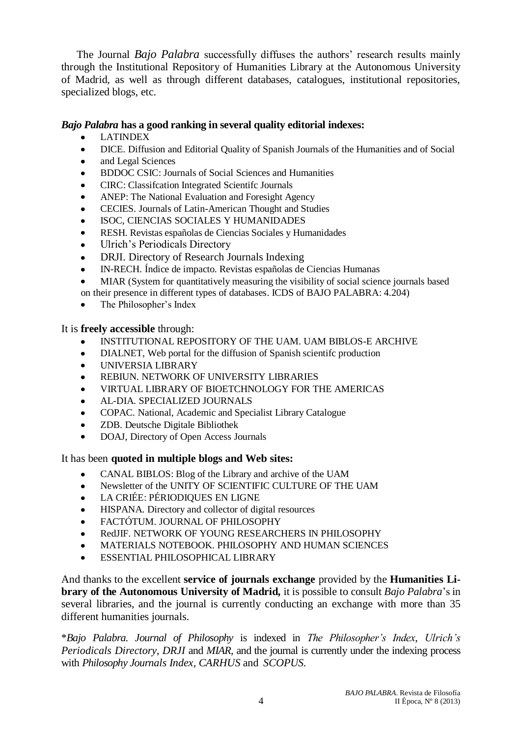The Journal *Bajo Palabra* successfully diffuses the authors' research results mainly through the Institutional Repository of Humanities Library at the Autonomous University of Madrid, as well as through different databases, catalogues, institutional repositories, specialized blogs, etc.

***Bajo Palabra* has a good ranking in several quality editorial indexes:**

- LATINDEX
- DICE. Diffusion and Editorial Quality of Spanish Journals of the Humanities and of Social
- and Legal Sciences
- BDDOC CSIC: Journals of Social Sciences and Humanities
- CIRC: Classifcation Integrated Scientifc Journals
- ANEP: The National Evaluation and Foresight Agency
- CECIES. Journals of Latin-American Thought and Studies
- ISOC, CIENCIAS SOCIALES Y HUMANIDADES
- RESH. Revistas españolas de Ciencias Sociales y Humanidades
- Ulrich's Periodicals Directory
- DRJI. Directory of Research Journals Indexing
- IN-RECH. Índice de impacto. Revistas españolas de Ciencias Humanas
- MIAR (System for quantitatively measuring the visibility of social science journals based on their presence in different types of databases. ICDS of BAJO PALABRA: 4.204)
- The Philosopher's Index

It is **freely accessible** through:

- INSTITUTIONAL REPOSITORY OF THE UAM. UAM BIBLOS-E ARCHIVE
- DIALNET, Web portal for the diffusion of Spanish scientifc production
- UNIVERSIA LIBRARY
- REBIUN. NETWORK OF UNIVERSITY LIBRARIES
- VIRTUAL LIBRARY OF BIOETCHNOLOGY FOR THE AMERICAS
- AL-DIA. SPECIALIZED JOURNALS
- COPAC. National, Academic and Specialist Library Catalogue
- ZDB. Deutsche Digitale Bibliothek
- DOAJ, Directory of Open Access Journals

It has been **quoted in multiple blogs and Web sites:**

- CANAL BIBLOS: Blog of the Library and archive of the UAM
- Newsletter of the UNITY OF SCIENTIFIC CULTURE OF THE UAM
- LA CRIÉE: PÉRIODIQUES EN LIGNE
- HISPANA. Directory and collector of digital resources
- FACTÓTUM. JOURNAL OF PHILOSOPHY
- RedJIF. NETWORK OF YOUNG RESEARCHERS IN PHILOSOPHY
- MATERIALS NOTEBOOK. PHILOSOPHY AND HUMAN SCIENCES
- ESSENTIAL PHILOSOPHICAL LIBRARY

And thanks to the excellent **service of journals exchange** provided by the **Humanities Library of the Autonomous University of Madrid,** it is possible to consult *Bajo Palabra*'s in several libraries, and the journal is currently conducting an exchange with more than 35 different humanities journals.

\**Bajo Palabra. Journal of Philosophy* is indexed in *The Philosopher's Index, Ulrich's Periodicals Directory, DRJI* and *MIAR,* and the journal is currently under the indexing process with *Philosophy Journals Index*, *CARHUS* and *SCOPUS.*